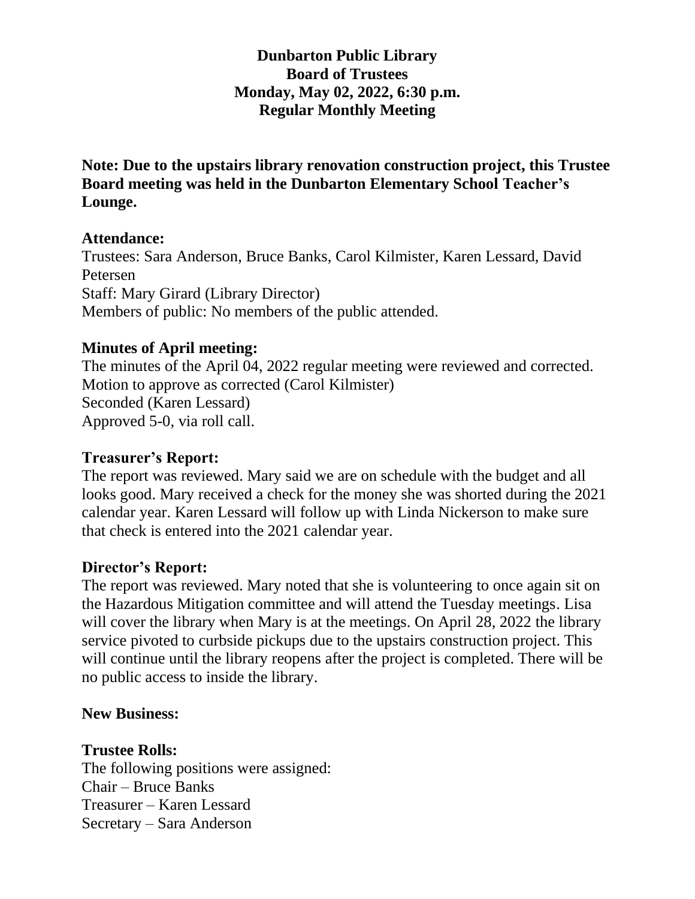# Dunbarton Public Library
# Board of Trustees
# Monday, May 02, 2022, 6:30 p.m.
# Regular Monthly Meeting

**Note: Due to the upstairs library renovation construction project, this Trustee Board meeting was held in the Dunbarton Elementary School Teacher's Lounge.**

## Attendance:

Trustees: Sara Anderson, Bruce Banks, Carol Kilmister, Karen Lessard, David Petersen
Staff: Mary Girard (Library Director)
Members of public: No members of the public attended.

## Minutes of April meeting:

The minutes of the April 04, 2022 regular meeting were reviewed and corrected.
Motion to approve as corrected (Carol Kilmister)
Seconded (Karen Lessard)
Approved 5-0, via roll call.

## Treasurer's Report:

The report was reviewed. Mary said we are on schedule with the budget and all looks good. Mary received a check for the money she was shorted during the 2021 calendar year. Karen Lessard will follow up with Linda Nickerson to make sure that check is entered into the 2021 calendar year.

## Director's Report:

The report was reviewed. Mary noted that she is volunteering to once again sit on the Hazardous Mitigation committee and will attend the Tuesday meetings. Lisa will cover the library when Mary is at the meetings. On April 28, 2022 the library service pivoted to curbside pickups due to the upstairs construction project. This will continue until the library reopens after the project is completed. There will be no public access to inside the library.

## New Business:

## Trustee Rolls:

The following positions were assigned:
Chair – Bruce Banks
Treasurer – Karen Lessard
Secretary – Sara Anderson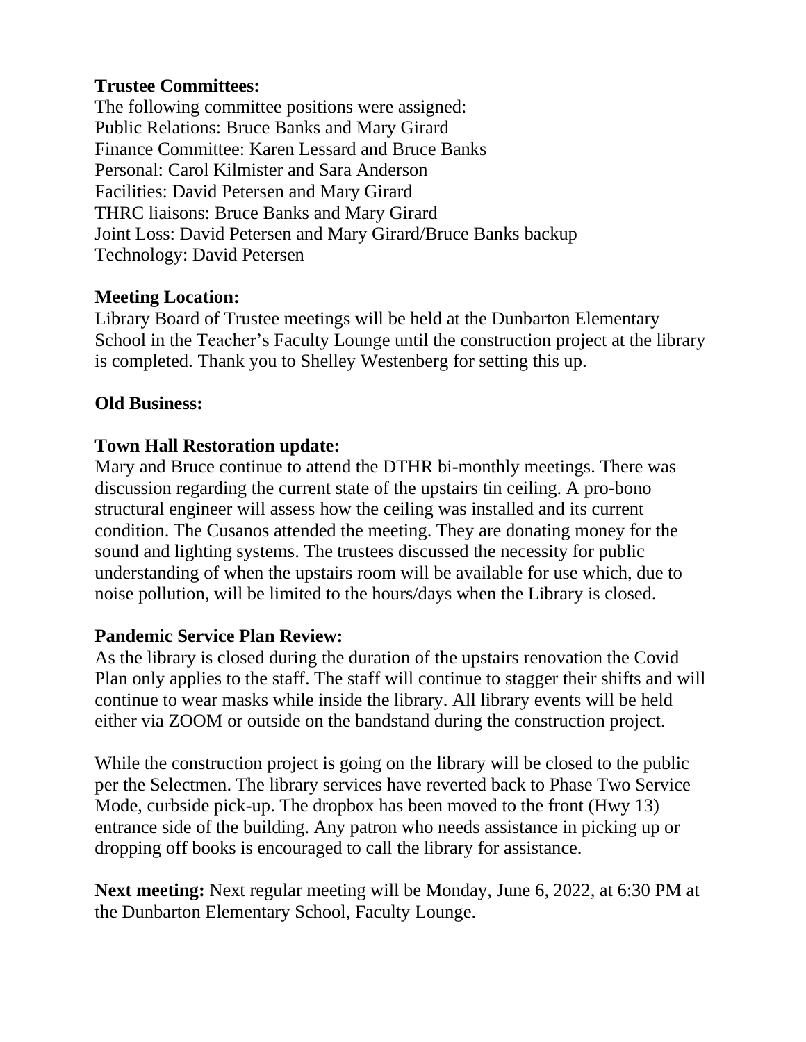**Trustee Committees:**
The following committee positions were assigned:
Public Relations: Bruce Banks and Mary Girard
Finance Committee: Karen Lessard and Bruce Banks
Personal: Carol Kilmister and Sara Anderson
Facilities: David Petersen and Mary Girard
THRC liaisons: Bruce Banks and Mary Girard
Joint Loss: David Petersen and Mary Girard/Bruce Banks backup
Technology: David Petersen

**Meeting Location:**
Library Board of Trustee meetings will be held at the Dunbarton Elementary School in the Teacher's Faculty Lounge until the construction project at the library is completed. Thank you to Shelley Westenberg for setting this up.

**Old Business:**

**Town Hall Restoration update:**
Mary and Bruce continue to attend the DTHR bi-monthly meetings. There was discussion regarding the current state of the upstairs tin ceiling. A pro-bono structural engineer will assess how the ceiling was installed and its current condition. The Cusanos attended the meeting. They are donating money for the sound and lighting systems. The trustees discussed the necessity for public understanding of when the upstairs room will be available for use which, due to noise pollution, will be limited to the hours/days when the Library is closed.

**Pandemic Service Plan Review:**
As the library is closed during the duration of the upstairs renovation the Covid Plan only applies to the staff. The staff will continue to stagger their shifts and will continue to wear masks while inside the library. All library events will be held either via ZOOM or outside on the bandstand during the construction project.

While the construction project is going on the library will be closed to the public per the Selectmen. The library services have reverted back to Phase Two Service Mode, curbside pick-up. The dropbox has been moved to the front (Hwy 13) entrance side of the building. Any patron who needs assistance in picking up or dropping off books is encouraged to call the library for assistance.

**Next meeting:** Next regular meeting will be Monday, June 6, 2022, at 6:30 PM at the Dunbarton Elementary School, Faculty Lounge.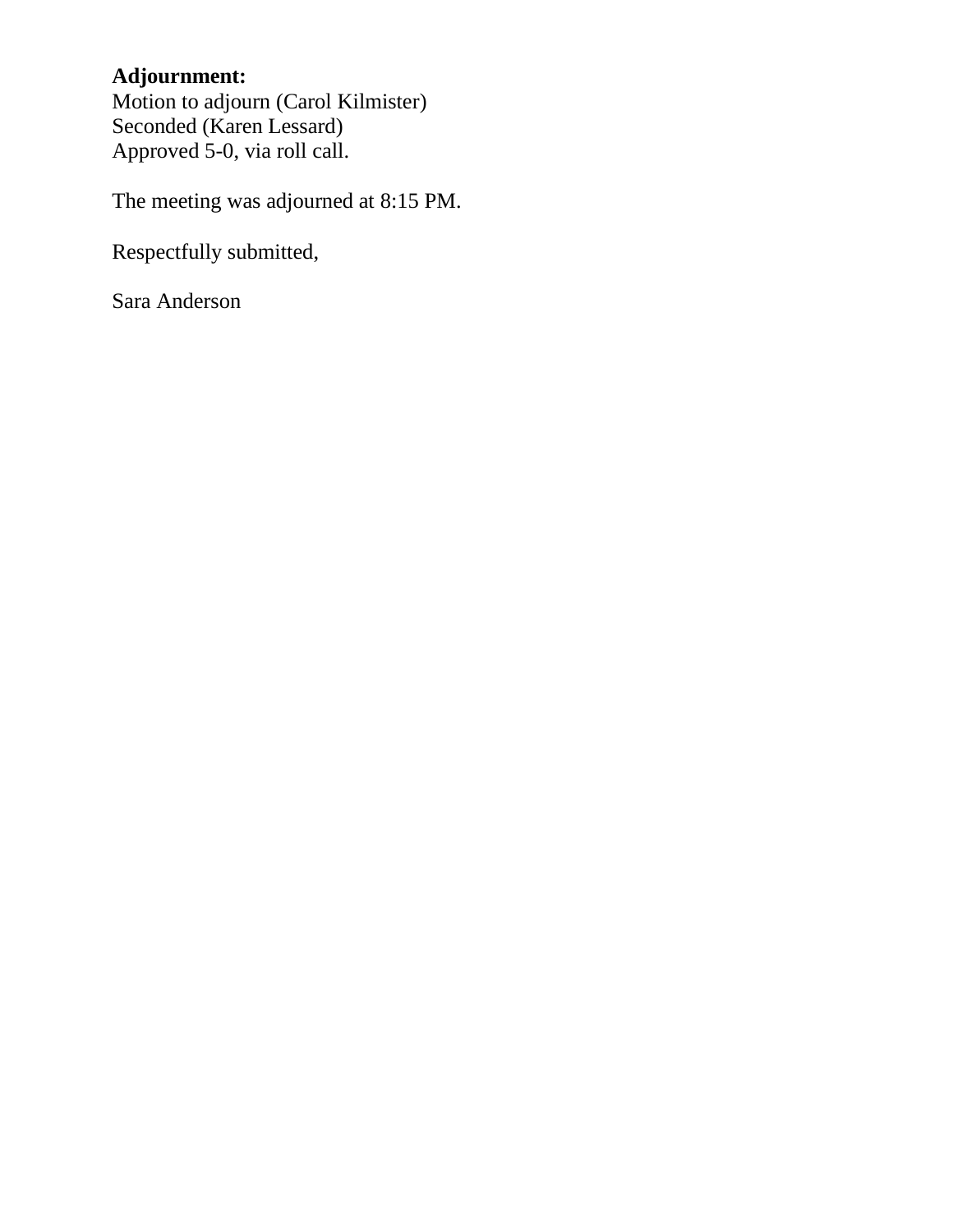**Adjournment:**
Motion to adjourn (Carol Kilmister)
Seconded (Karen Lessard)
Approved 5-0, via roll call.

The meeting was adjourned at 8:15 PM.

Respectfully submitted,

Sara Anderson